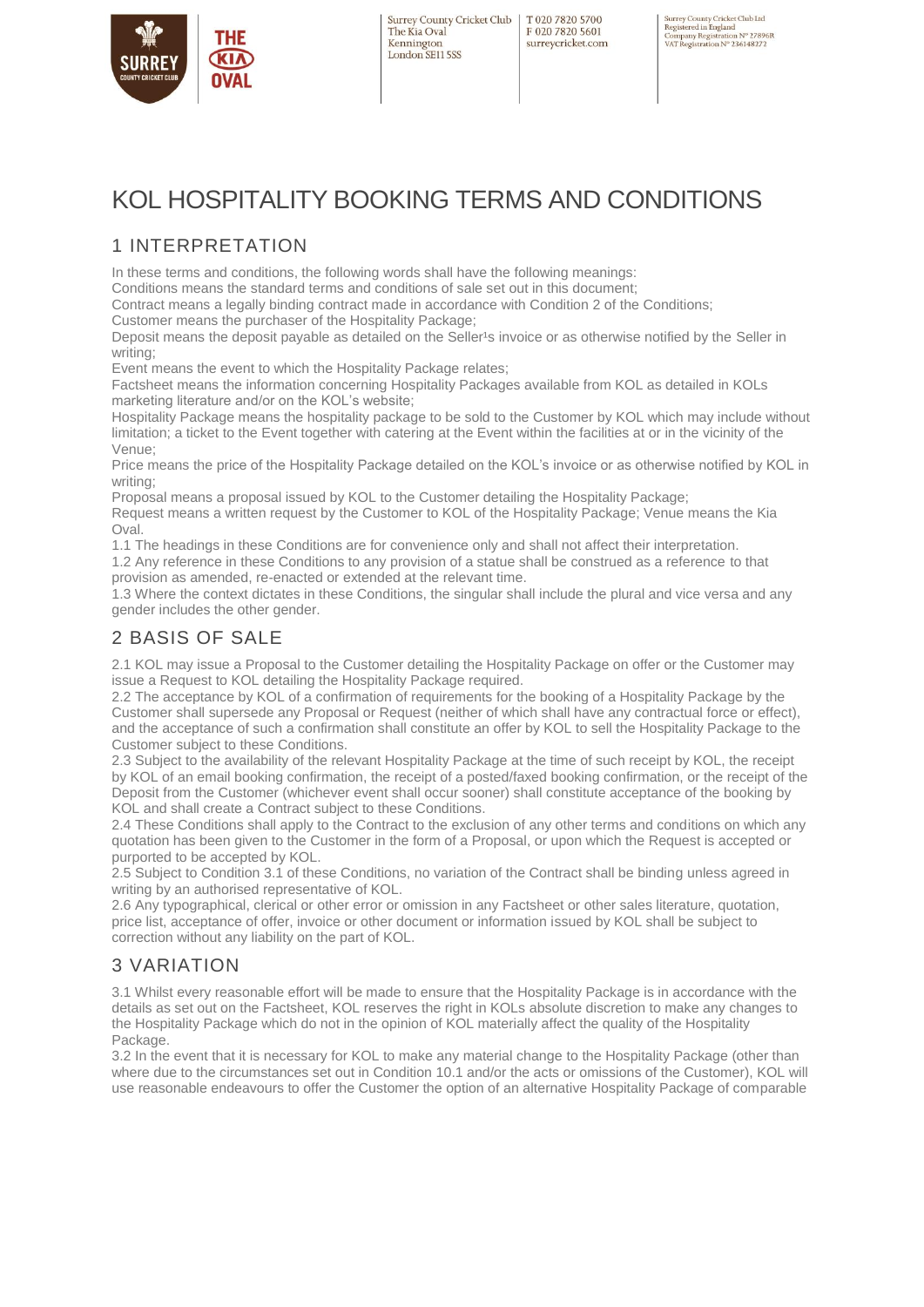Surrey County Cricket Club
The Kia Oval
Kennington
London SE11 5SS

T 020 7820 5700
F 020 7820 5601
surreycricket.com

Surrey County Cricket Club Ltd
Registered in England
Company Registration N° 27896R
VAT Registration N° 236148272

# KOL HOSPITALITY BOOKING TERMS AND CONDITIONS

## 1 INTERPRETATION

In these terms and conditions, the following words shall have the following meanings:
Conditions means the standard terms and conditions of sale set out in this document;
Contract means a legally binding contract made in accordance with Condition 2 of the Conditions;
Customer means the purchaser of the Hospitality Package;
Deposit means the deposit payable as detailed on the Seller¹s invoice or as otherwise notified by the Seller in writing;
Event means the event to which the Hospitality Package relates;
Factsheet means the information concerning Hospitality Packages available from KOL as detailed in KOLs marketing literature and/or on the KOL's website;
Hospitality Package means the hospitality package to be sold to the Customer by KOL which may include without limitation; a ticket to the Event together with catering at the Event within the facilities at or in the vicinity of the Venue;
Price means the price of the Hospitality Package detailed on the KOL's invoice or as otherwise notified by KOL in writing;
Proposal means a proposal issued by KOL to the Customer detailing the Hospitality Package;
Request means a written request by the Customer to KOL of the Hospitality Package; Venue means the Kia Oval.

1.1 The headings in these Conditions are for convenience only and shall not affect their interpretation.
1.2 Any reference in these Conditions to any provision of a statue shall be construed as a reference to that provision as amended, re-enacted or extended at the relevant time.
1.3 Where the context dictates in these Conditions, the singular shall include the plural and vice versa and any gender includes the other gender.

## 2 BASIS OF SALE

2.1 KOL may issue a Proposal to the Customer detailing the Hospitality Package on offer or the Customer may issue a Request to KOL detailing the Hospitality Package required.
2.2 The acceptance by KOL of a confirmation of requirements for the booking of a Hospitality Package by the Customer shall supersede any Proposal or Request (neither of which shall have any contractual force or effect), and the acceptance of such a confirmation shall constitute an offer by KOL to sell the Hospitality Package to the Customer subject to these Conditions.
2.3 Subject to the availability of the relevant Hospitality Package at the time of such receipt by KOL, the receipt by KOL of an email booking confirmation, the receipt of a posted/faxed booking confirmation, or the receipt of the Deposit from the Customer (whichever event shall occur sooner) shall constitute acceptance of the booking by KOL and shall create a Contract subject to these Conditions.
2.4 These Conditions shall apply to the Contract to the exclusion of any other terms and conditions on which any quotation has been given to the Customer in the form of a Proposal, or upon which the Request is accepted or purported to be accepted by KOL.
2.5 Subject to Condition 3.1 of these Conditions, no variation of the Contract shall be binding unless agreed in writing by an authorised representative of KOL.
2.6 Any typographical, clerical or other error or omission in any Factsheet or other sales literature, quotation, price list, acceptance of offer, invoice or other document or information issued by KOL shall be subject to correction without any liability on the part of KOL.

## 3 VARIATION

3.1 Whilst every reasonable effort will be made to ensure that the Hospitality Package is in accordance with the details as set out on the Factsheet, KOL reserves the right in KOLs absolute discretion to make any changes to the Hospitality Package which do not in the opinion of KOL materially affect the quality of the Hospitality Package.
3.2 In the event that it is necessary for KOL to make any material change to the Hospitality Package (other than where due to the circumstances set out in Condition 10.1 and/or the acts or omissions of the Customer), KOL will use reasonable endeavours to offer the Customer the option of an alternative Hospitality Package of comparable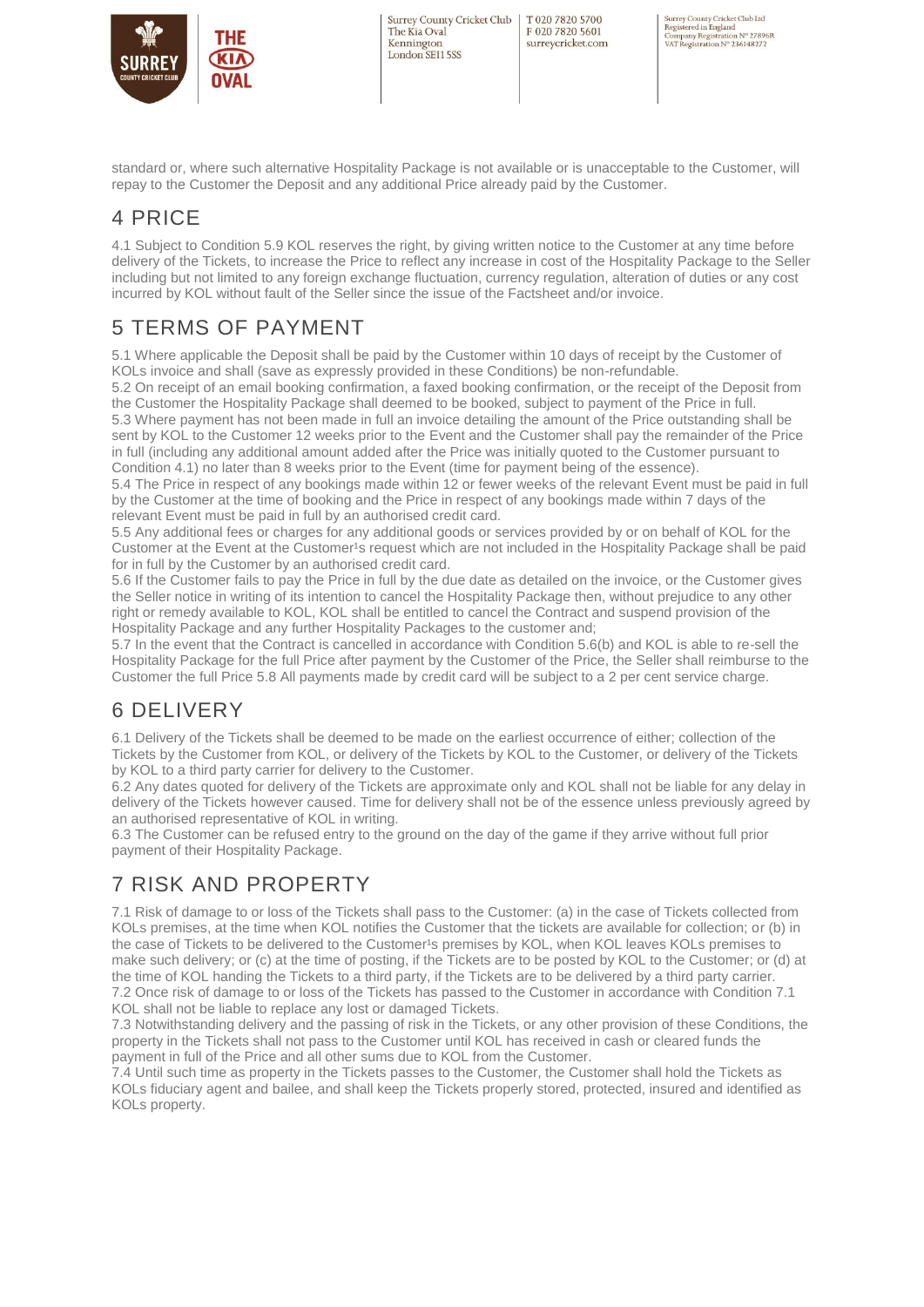standard or, where such alternative Hospitality Package is not available or is unacceptable to the Customer, will repay to the Customer the Deposit and any additional Price already paid by the Customer.

## 4 PRICE

4.1 Subject to Condition 5.9 KOL reserves the right, by giving written notice to the Customer at any time before delivery of the Tickets, to increase the Price to reflect any increase in cost of the Hospitality Package to the Seller including but not limited to any foreign exchange fluctuation, currency regulation, alteration of duties or any cost incurred by KOL without fault of the Seller since the issue of the Factsheet and/or invoice.

## 5 TERMS OF PAYMENT

5.1 Where applicable the Deposit shall be paid by the Customer within 10 days of receipt by the Customer of KOLs invoice and shall (save as expressly provided in these Conditions) be non-refundable.
5.2 On receipt of an email booking confirmation, a faxed booking confirmation, or the receipt of the Deposit from the Customer the Hospitality Package shall deemed to be booked, subject to payment of the Price in full.
5.3 Where payment has not been made in full an invoice detailing the amount of the Price outstanding shall be sent by KOL to the Customer 12 weeks prior to the Event and the Customer shall pay the remainder of the Price in full (including any additional amount added after the Price was initially quoted to the Customer pursuant to Condition 4.1) no later than 8 weeks prior to the Event (time for payment being of the essence).
5.4 The Price in respect of any bookings made within 12 or fewer weeks of the relevant Event must be paid in full by the Customer at the time of booking and the Price in respect of any bookings made within 7 days of the relevant Event must be paid in full by an authorised credit card.
5.5 Any additional fees or charges for any additional goods or services provided by or on behalf of KOL for the Customer at the Event at the Customer¹s request which are not included in the Hospitality Package shall be paid for in full by the Customer by an authorised credit card.
5.6 If the Customer fails to pay the Price in full by the due date as detailed on the invoice, or the Customer gives the Seller notice in writing of its intention to cancel the Hospitality Package then, without prejudice to any other right or remedy available to KOL, KOL shall be entitled to cancel the Contract and suspend provision of the Hospitality Package and any further Hospitality Packages to the customer and;
5.7 In the event that the Contract is cancelled in accordance with Condition 5.6(b) and KOL is able to re-sell the Hospitality Package for the full Price after payment by the Customer of the Price, the Seller shall reimburse to the Customer the full Price 5.8 All payments made by credit card will be subject to a 2 per cent service charge.

## 6 DELIVERY

6.1 Delivery of the Tickets shall be deemed to be made on the earliest occurrence of either; collection of the Tickets by the Customer from KOL, or delivery of the Tickets by KOL to the Customer, or delivery of the Tickets by KOL to a third party carrier for delivery to the Customer.
6.2 Any dates quoted for delivery of the Tickets are approximate only and KOL shall not be liable for any delay in delivery of the Tickets however caused. Time for delivery shall not be of the essence unless previously agreed by an authorised representative of KOL in writing.
6.3 The Customer can be refused entry to the ground on the day of the game if they arrive without full prior payment of their Hospitality Package.

## 7 RISK AND PROPERTY

7.1 Risk of damage to or loss of the Tickets shall pass to the Customer: (a) in the case of Tickets collected from KOLs premises, at the time when KOL notifies the Customer that the tickets are available for collection; or (b) in the case of Tickets to be delivered to the Customer¹s premises by KOL, when KOL leaves KOLs premises to make such delivery; or (c) at the time of posting, if the Tickets are to be posted by KOL to the Customer; or (d) at the time of KOL handing the Tickets to a third party, if the Tickets are to be delivered by a third party carrier.
7.2 Once risk of damage to or loss of the Tickets has passed to the Customer in accordance with Condition 7.1 KOL shall not be liable to replace any lost or damaged Tickets.
7.3 Notwithstanding delivery and the passing of risk in the Tickets, or any other provision of these Conditions, the property in the Tickets shall not pass to the Customer until KOL has received in cash or cleared funds the payment in full of the Price and all other sums due to KOL from the Customer.
7.4 Until such time as property in the Tickets passes to the Customer, the Customer shall hold the Tickets as KOLs fiduciary agent and bailee, and shall keep the Tickets properly stored, protected, insured and identified as KOLs property.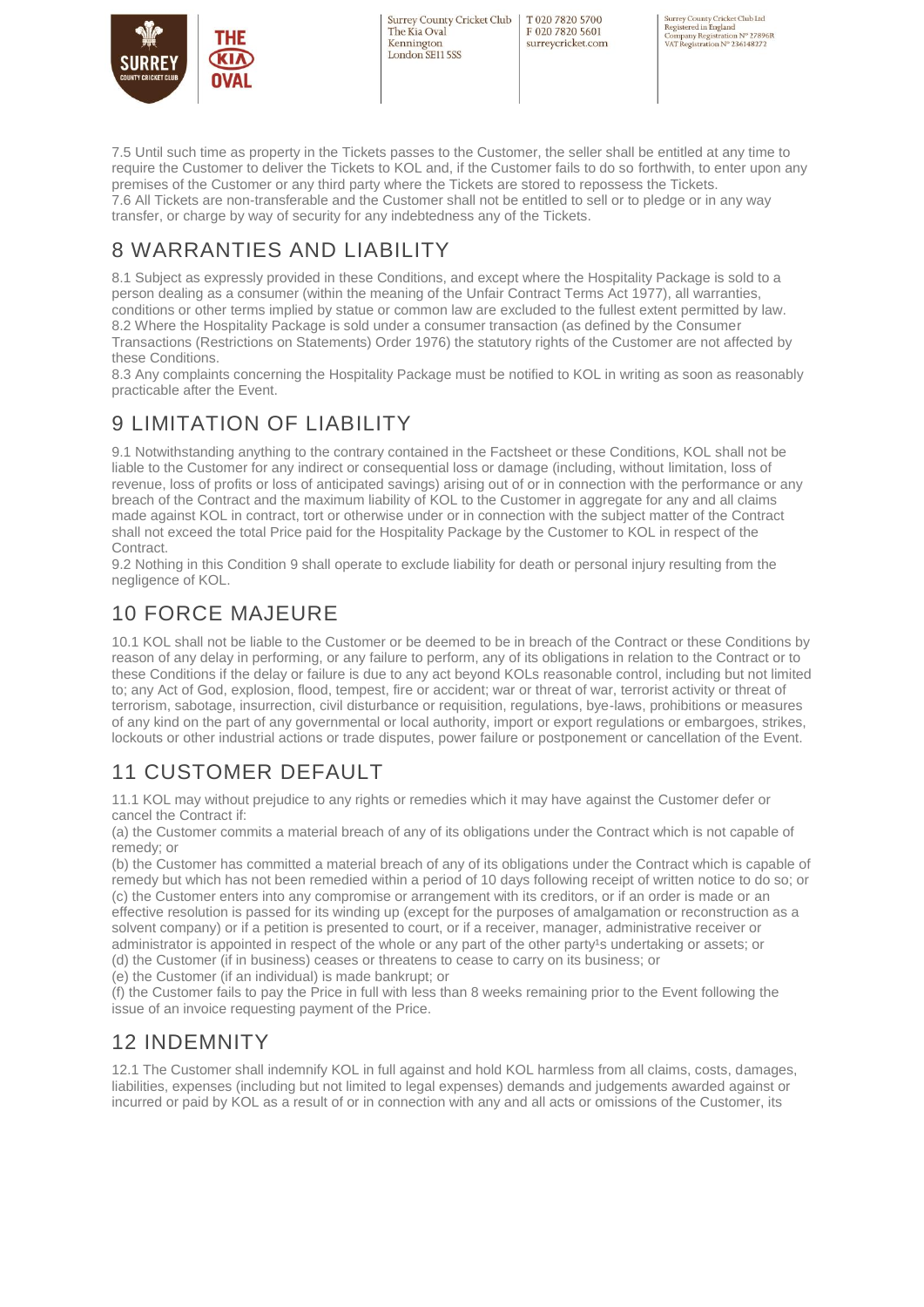7.5 Until such time as property in the Tickets passes to the Customer, the seller shall be entitled at any time to require the Customer to deliver the Tickets to KOL and, if the Customer fails to do so forthwith, to enter upon any premises of the Customer or any third party where the Tickets are stored to repossess the Tickets.
7.6 All Tickets are non-transferable and the Customer shall not be entitled to sell or to pledge or in any way transfer, or charge by way of security for any indebtedness any of the Tickets.

## 8 WARRANTIES AND LIABILITY

8.1 Subject as expressly provided in these Conditions, and except where the Hospitality Package is sold to a person dealing as a consumer (within the meaning of the Unfair Contract Terms Act 1977), all warranties, conditions or other terms implied by statue or common law are excluded to the fullest extent permitted by law.
8.2 Where the Hospitality Package is sold under a consumer transaction (as defined by the Consumer Transactions (Restrictions on Statements) Order 1976) the statutory rights of the Customer are not affected by these Conditions.
8.3 Any complaints concerning the Hospitality Package must be notified to KOL in writing as soon as reasonably practicable after the Event.

## 9 LIMITATION OF LIABILITY

9.1 Notwithstanding anything to the contrary contained in the Factsheet or these Conditions, KOL shall not be liable to the Customer for any indirect or consequential loss or damage (including, without limitation, loss of revenue, loss of profits or loss of anticipated savings) arising out of or in connection with the performance or any breach of the Contract and the maximum liability of KOL to the Customer in aggregate for any and all claims made against KOL in contract, tort or otherwise under or in connection with the subject matter of the Contract shall not exceed the total Price paid for the Hospitality Package by the Customer to KOL in respect of the Contract.
9.2 Nothing in this Condition 9 shall operate to exclude liability for death or personal injury resulting from the negligence of KOL.

## 10 FORCE MAJEURE

10.1 KOL shall not be liable to the Customer or be deemed to be in breach of the Contract or these Conditions by reason of any delay in performing, or any failure to perform, any of its obligations in relation to the Contract or to these Conditions if the delay or failure is due to any act beyond KOLs reasonable control, including but not limited to; any Act of God, explosion, flood, tempest, fire or accident; war or threat of war, terrorist activity or threat of terrorism, sabotage, insurrection, civil disturbance or requisition, regulations, bye-laws, prohibitions or measures of any kind on the part of any governmental or local authority, import or export regulations or embargoes, strikes, lockouts or other industrial actions or trade disputes, power failure or postponement or cancellation of the Event.

## 11 CUSTOMER DEFAULT

11.1 KOL may without prejudice to any rights or remedies which it may have against the Customer defer or cancel the Contract if:
(a) the Customer commits a material breach of any of its obligations under the Contract which is not capable of remedy; or
(b) the Customer has committed a material breach of any of its obligations under the Contract which is capable of remedy but which has not been remedied within a period of 10 days following receipt of written notice to do so; or
(c) the Customer enters into any compromise or arrangement with its creditors, or if an order is made or an effective resolution is passed for its winding up (except for the purposes of amalgamation or reconstruction as a solvent company) or if a petition is presented to court, or if a receiver, manager, administrative receiver or administrator is appointed in respect of the whole or any part of the other party¹s undertaking or assets; or
(d) the Customer (if in business) ceases or threatens to cease to carry on its business; or
(e) the Customer (if an individual) is made bankrupt; or
(f) the Customer fails to pay the Price in full with less than 8 weeks remaining prior to the Event following the issue of an invoice requesting payment of the Price.

## 12 INDEMNITY

12.1 The Customer shall indemnify KOL in full against and hold KOL harmless from all claims, costs, damages, liabilities, expenses (including but not limited to legal expenses) demands and judgements awarded against or incurred or paid by KOL as a result of or in connection with any and all acts or omissions of the Customer, its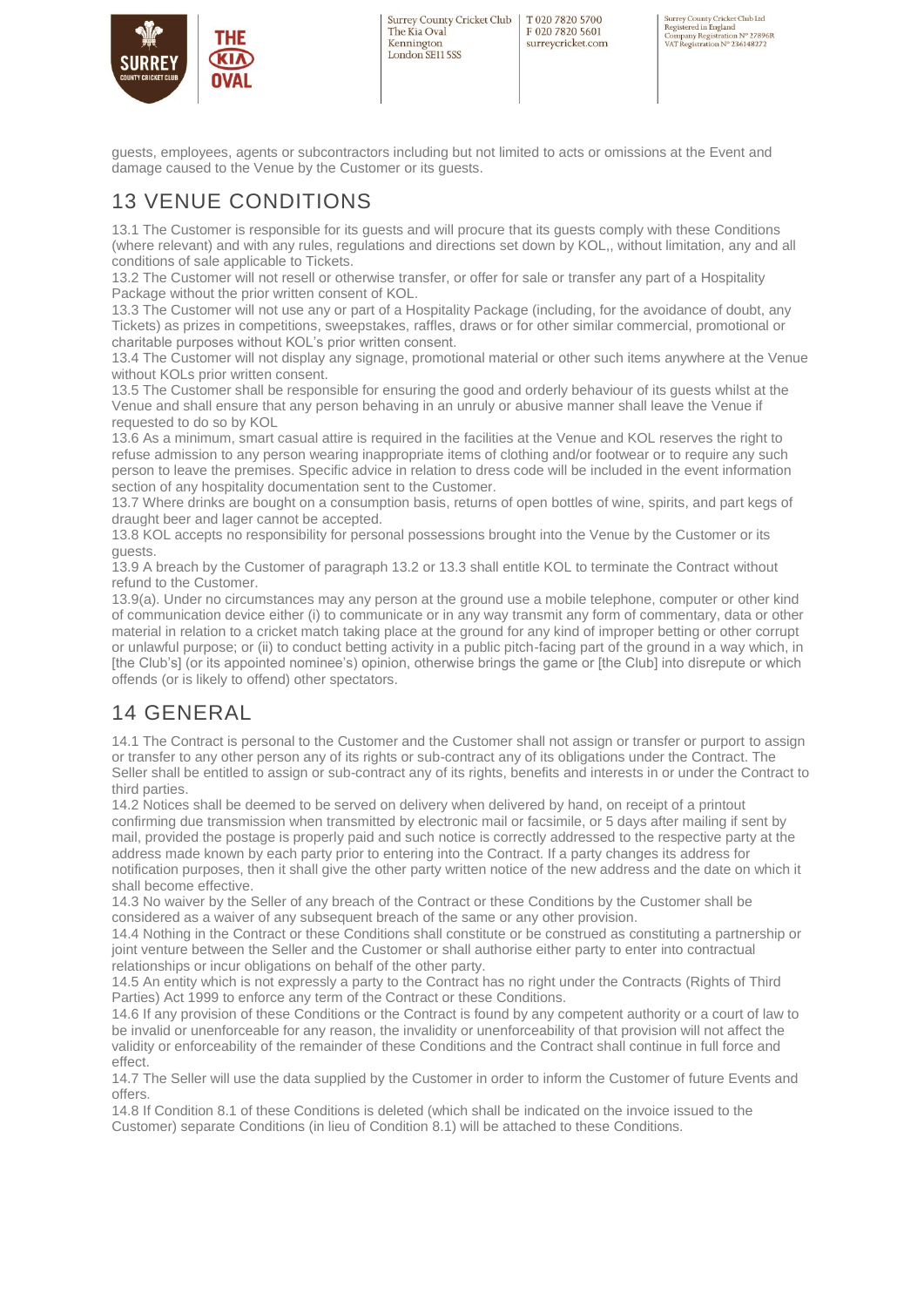guests, employees, agents or subcontractors including but not limited to acts or omissions at the Event and damage caused to the Venue by the Customer or its guests.

## 13 VENUE CONDITIONS

13.1 The Customer is responsible for its guests and will procure that its guests comply with these Conditions (where relevant) and with any rules, regulations and directions set down by KOL,, without limitation, any and all conditions of sale applicable to Tickets.

13.2 The Customer will not resell or otherwise transfer, or offer for sale or transfer any part of a Hospitality Package without the prior written consent of KOL.

13.3 The Customer will not use any or part of a Hospitality Package (including, for the avoidance of doubt, any Tickets) as prizes in competitions, sweepstakes, raffles, draws or for other similar commercial, promotional or charitable purposes without KOL's prior written consent.

13.4 The Customer will not display any signage, promotional material or other such items anywhere at the Venue without KOLs prior written consent.

13.5 The Customer shall be responsible for ensuring the good and orderly behaviour of its guests whilst at the Venue and shall ensure that any person behaving in an unruly or abusive manner shall leave the Venue if requested to do so by KOL

13.6 As a minimum, smart casual attire is required in the facilities at the Venue and KOL reserves the right to refuse admission to any person wearing inappropriate items of clothing and/or footwear or to require any such person to leave the premises. Specific advice in relation to dress code will be included in the event information section of any hospitality documentation sent to the Customer.

13.7 Where drinks are bought on a consumption basis, returns of open bottles of wine, spirits, and part kegs of draught beer and lager cannot be accepted.

13.8 KOL accepts no responsibility for personal possessions brought into the Venue by the Customer or its guests.

13.9 A breach by the Customer of paragraph 13.2 or 13.3 shall entitle KOL to terminate the Contract without refund to the Customer.

13.9(a). Under no circumstances may any person at the ground use a mobile telephone, computer or other kind of communication device either (i) to communicate or in any way transmit any form of commentary, data or other material in relation to a cricket match taking place at the ground for any kind of improper betting or other corrupt or unlawful purpose; or (ii) to conduct betting activity in a public pitch-facing part of the ground in a way which, in [the Club's] (or its appointed nominee's) opinion, otherwise brings the game or [the Club] into disrepute or which offends (or is likely to offend) other spectators.

## 14 GENERAL

14.1 The Contract is personal to the Customer and the Customer shall not assign or transfer or purport to assign or transfer to any other person any of its rights or sub-contract any of its obligations under the Contract. The Seller shall be entitled to assign or sub-contract any of its rights, benefits and interests in or under the Contract to third parties.

14.2 Notices shall be deemed to be served on delivery when delivered by hand, on receipt of a printout confirming due transmission when transmitted by electronic mail or facsimile, or 5 days after mailing if sent by mail, provided the postage is properly paid and such notice is correctly addressed to the respective party at the address made known by each party prior to entering into the Contract. If a party changes its address for notification purposes, then it shall give the other party written notice of the new address and the date on which it shall become effective.

14.3 No waiver by the Seller of any breach of the Contract or these Conditions by the Customer shall be considered as a waiver of any subsequent breach of the same or any other provision.

14.4 Nothing in the Contract or these Conditions shall constitute or be construed as constituting a partnership or joint venture between the Seller and the Customer or shall authorise either party to enter into contractual relationships or incur obligations on behalf of the other party.

14.5 An entity which is not expressly a party to the Contract has no right under the Contracts (Rights of Third Parties) Act 1999 to enforce any term of the Contract or these Conditions.

14.6 If any provision of these Conditions or the Contract is found by any competent authority or a court of law to be invalid or unenforceable for any reason, the invalidity or unenforceability of that provision will not affect the validity or enforceability of the remainder of these Conditions and the Contract shall continue in full force and effect.

14.7 The Seller will use the data supplied by the Customer in order to inform the Customer of future Events and offers.

14.8 If Condition 8.1 of these Conditions is deleted (which shall be indicated on the invoice issued to the Customer) separate Conditions (in lieu of Condition 8.1) will be attached to these Conditions.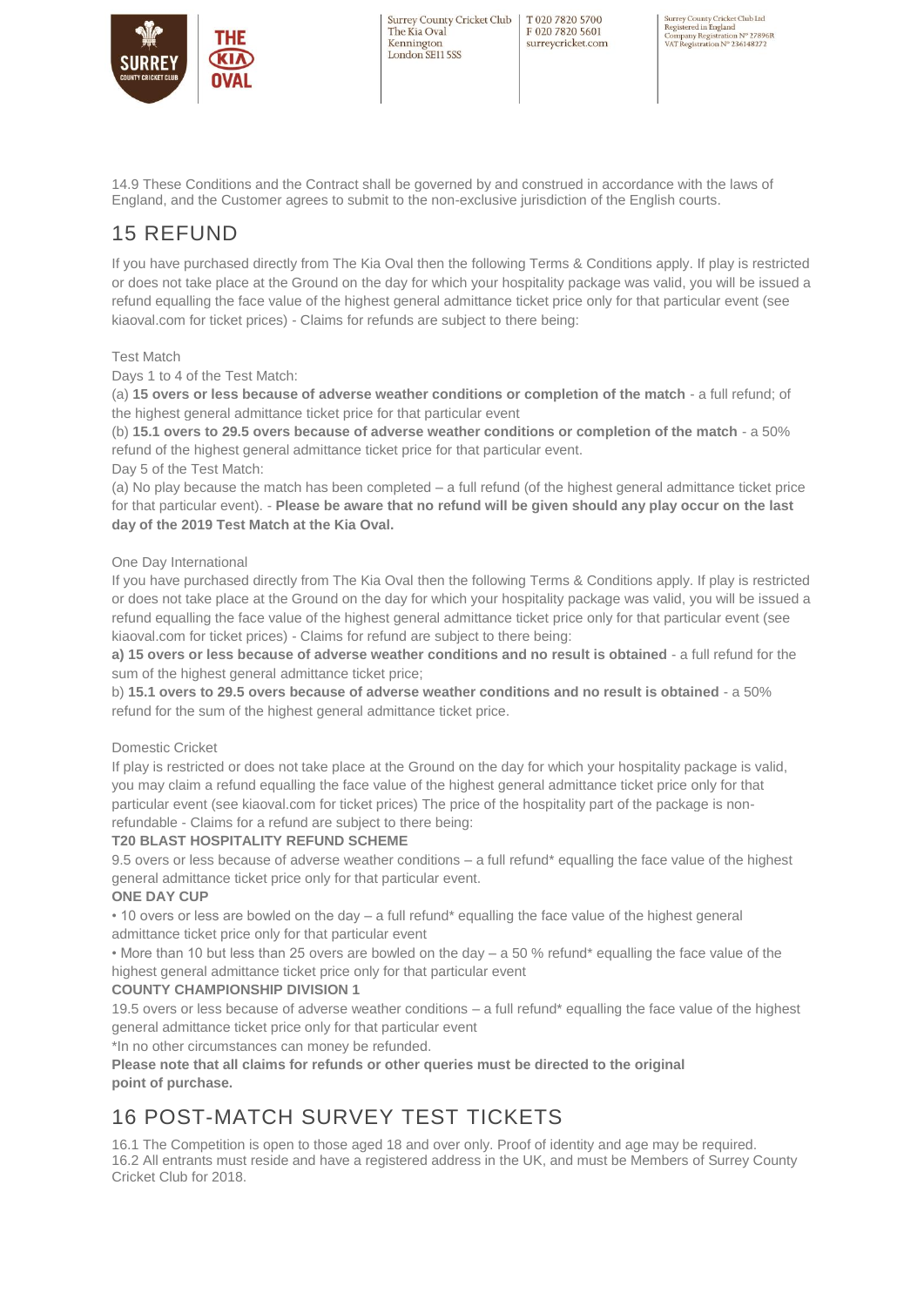14.9 These Conditions and the Contract shall be governed by and construed in accordance with the laws of England, and the Customer agrees to submit to the non-exclusive jurisdiction of the English courts.

## 15 REFUND

If you have purchased directly from The Kia Oval then the following Terms & Conditions apply. If play is restricted or does not take place at the Ground on the day for which your hospitality package was valid, you will be issued a refund equalling the face value of the highest general admittance ticket price only for that particular event (see kiaoval.com for ticket prices) - Claims for refunds are subject to there being:

Test Match

Days 1 to 4 of the Test Match:

(a) **15 overs or less because of adverse weather conditions or completion of the match** - a full refund; of the highest general admittance ticket price for that particular event

(b) **15.1 overs to 29.5 overs because of adverse weather conditions or completion of the match** - a 50% refund of the highest general admittance ticket price for that particular event.

Day 5 of the Test Match:

(a) No play because the match has been completed – a full refund (of the highest general admittance ticket price for that particular event). - **Please be aware that no refund will be given should any play occur on the last day of the 2019 Test Match at the Kia Oval.**

One Day International

If you have purchased directly from The Kia Oval then the following Terms & Conditions apply. If play is restricted or does not take place at the Ground on the day for which your hospitality package was valid, you will be issued a refund equalling the face value of the highest general admittance ticket price only for that particular event (see kiaoval.com for ticket prices) - Claims for refund are subject to there being:

**a) 15 overs or less because of adverse weather conditions and no result is obtained** - a full refund for the sum of the highest general admittance ticket price;

b) **15.1 overs to 29.5 overs because of adverse weather conditions and no result is obtained** - a 50% refund for the sum of the highest general admittance ticket price.

Domestic Cricket

If play is restricted or does not take place at the Ground on the day for which your hospitality package is valid, you may claim a refund equalling the face value of the highest general admittance ticket price only for that particular event (see kiaoval.com for ticket prices) The price of the hospitality part of the package is non-refundable - Claims for a refund are subject to there being:

**T20 BLAST HOSPITALITY REFUND SCHEME**

9.5 overs or less because of adverse weather conditions – a full refund* equalling the face value of the highest general admittance ticket price only for that particular event.

**ONE DAY CUP**

• 10 overs or less are bowled on the day – a full refund* equalling the face value of the highest general admittance ticket price only for that particular event

• More than 10 but less than 25 overs are bowled on the day – a 50 % refund* equalling the face value of the highest general admittance ticket price only for that particular event

**COUNTY CHAMPIONSHIP DIVISION 1**

19.5 overs or less because of adverse weather conditions – a full refund* equalling the face value of the highest general admittance ticket price only for that particular event

*In no other circumstances can money be refunded.

**Please note that all claims for refunds or other queries must be directed to the original point of purchase.**

## 16 POST-MATCH SURVEY TEST TICKETS

16.1 The Competition is open to those aged 18 and over only. Proof of identity and age may be required.
16.2 All entrants must reside and have a registered address in the UK, and must be Members of Surrey County Cricket Club for 2018.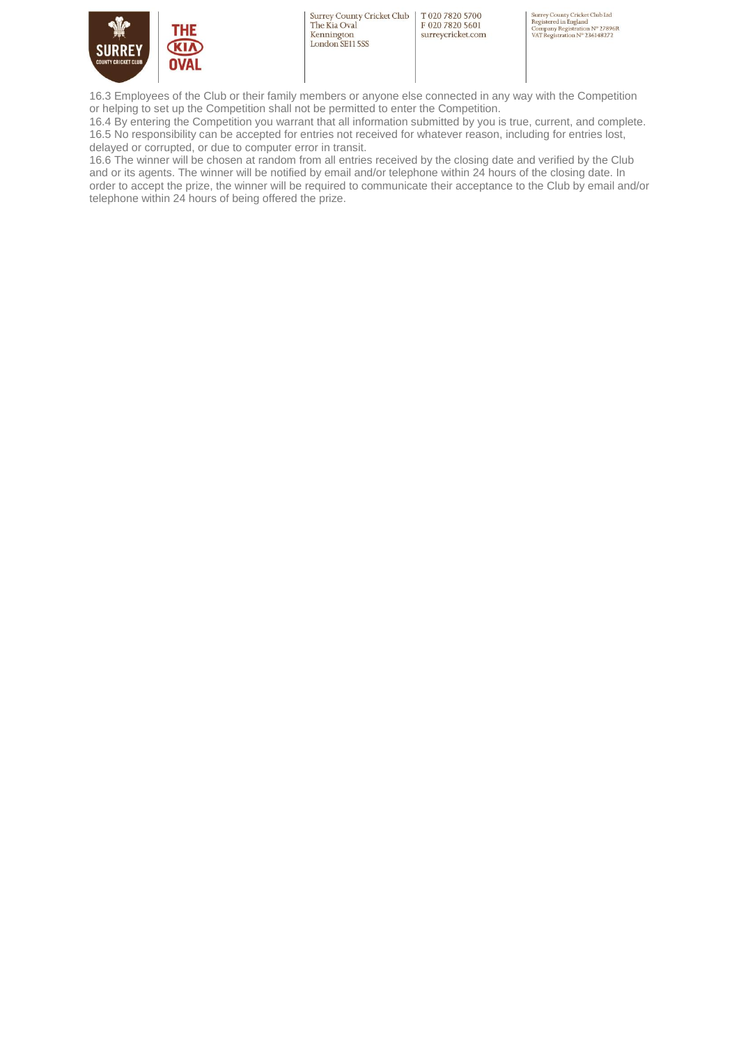16.3 Employees of the Club or their family members or anyone else connected in any way with the Competition or helping to set up the Competition shall not be permitted to enter the Competition.
16.4 By entering the Competition you warrant that all information submitted by you is true, current, and complete.
16.5 No responsibility can be accepted for entries not received for whatever reason, including for entries lost, delayed or corrupted, or due to computer error in transit.
16.6 The winner will be chosen at random from all entries received by the closing date and verified by the Club and or its agents. The winner will be notified by email and/or telephone within 24 hours of the closing date. In order to accept the prize, the winner will be required to communicate their acceptance to the Club by email and/or telephone within 24 hours of being offered the prize.